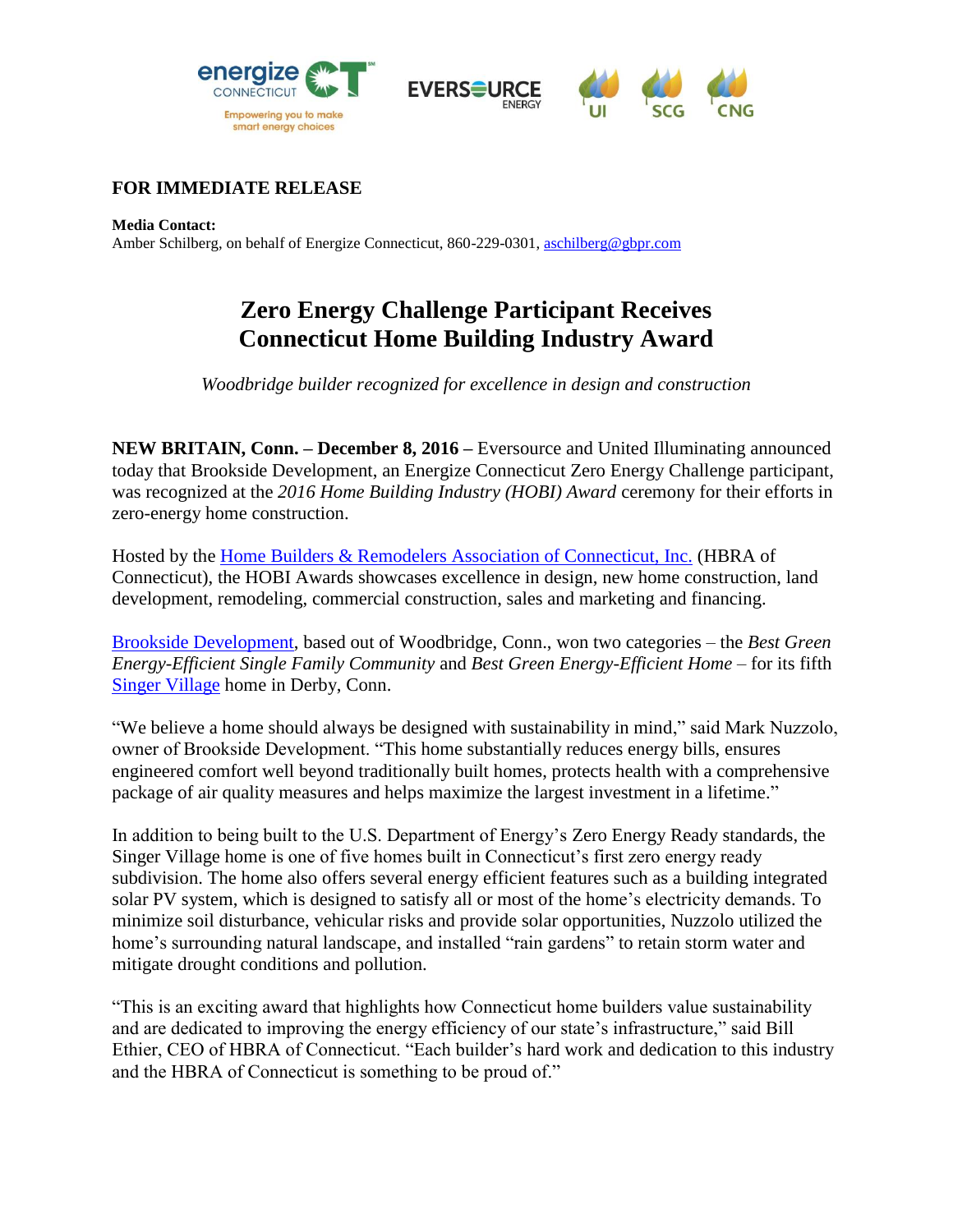**FOR IMMEDIATE RELEASE**

**Media Contact:**
Amber Schilberg, on behalf of Energize Connecticut, 860-229-0301, aschilberg@gbpr.com

# Zero Energy Challenge Participant Receives Connecticut Home Building Industry Award

*Woodbridge builder recognized for excellence in design and construction*

**NEW BRITAIN, Conn. – December 8, 2016 –** Eversource and United Illuminating announced today that Brookside Development, an Energize Connecticut Zero Energy Challenge participant, was recognized at the *2016 Home Building Industry (HOBI) Award* ceremony for their efforts in zero-energy home construction.

Hosted by the Home Builders & Remodelers Association of Connecticut, Inc. (HBRA of Connecticut), the HOBI Awards showcases excellence in design, new home construction, land development, remodeling, commercial construction, sales and marketing and financing.

Brookside Development, based out of Woodbridge, Conn., won two categories – the *Best Green Energy-Efficient Single Family Community* and *Best Green Energy-Efficient Home* – for its fifth Singer Village home in Derby, Conn.

"We believe a home should always be designed with sustainability in mind," said Mark Nuzzolo, owner of Brookside Development. "This home substantially reduces energy bills, ensures engineered comfort well beyond traditionally built homes, protects health with a comprehensive package of air quality measures and helps maximize the largest investment in a lifetime."

In addition to being built to the U.S. Department of Energy's Zero Energy Ready standards, the Singer Village home is one of five homes built in Connecticut's first zero energy ready subdivision. The home also offers several energy efficient features such as a building integrated solar PV system, which is designed to satisfy all or most of the home's electricity demands. To minimize soil disturbance, vehicular risks and provide solar opportunities, Nuzzolo utilized the home's surrounding natural landscape, and installed "rain gardens" to retain storm water and mitigate drought conditions and pollution.

"This is an exciting award that highlights how Connecticut home builders value sustainability and are dedicated to improving the energy efficiency of our state's infrastructure," said Bill Ethier, CEO of HBRA of Connecticut. "Each builder's hard work and dedication to this industry and the HBRA of Connecticut is something to be proud of."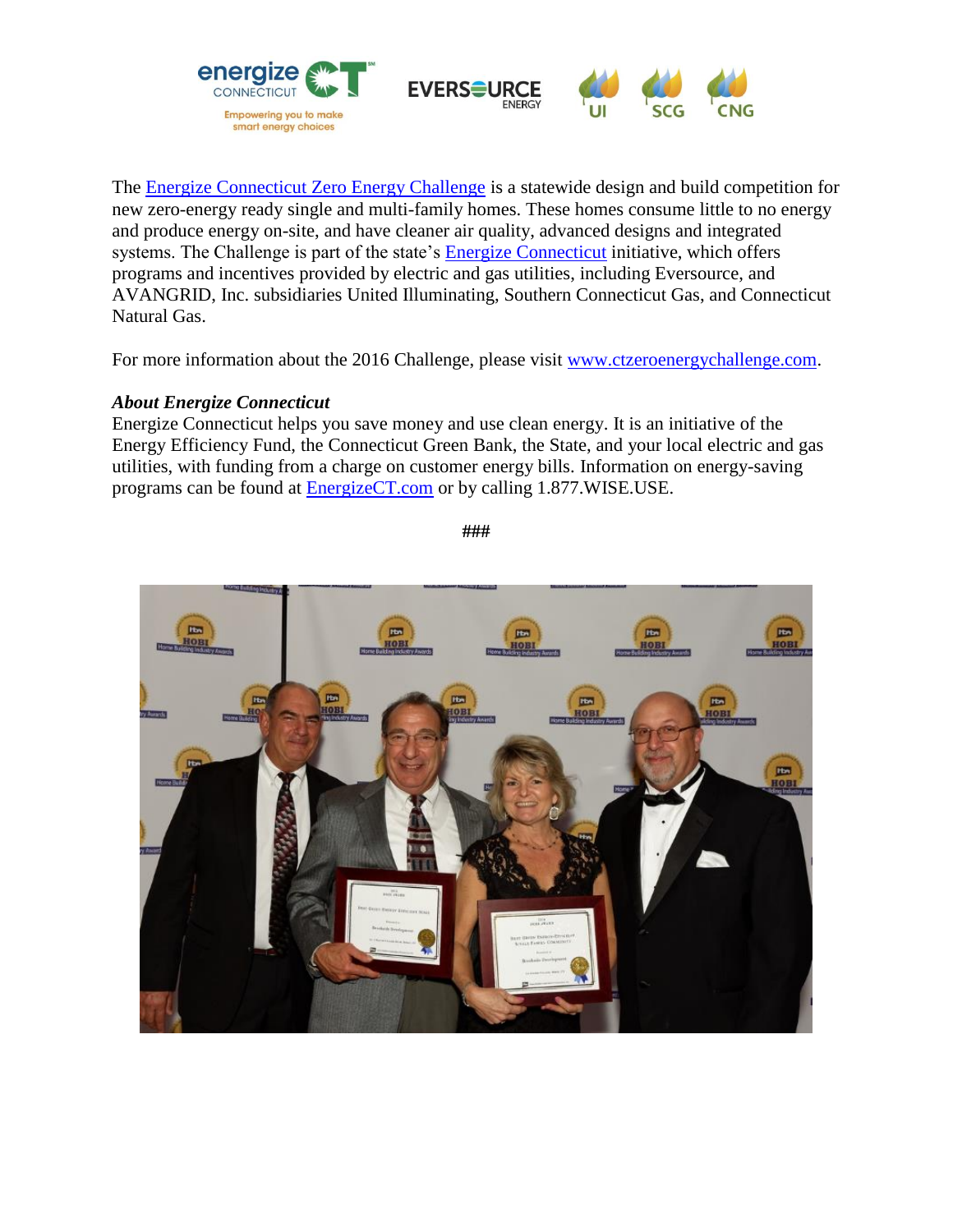The [Energize Connecticut Zero Energy Challenge] is a statewide design and build competition for new zero-energy ready single and multi-family homes. These homes consume little to no energy and produce energy on-site, and have cleaner air quality, advanced designs and integrated systems. The Challenge is part of the state's [Energize Connecticut] initiative, which offers programs and incentives provided by electric and gas utilities, including Eversource, and AVANGRID, Inc. subsidiaries United Illuminating, Southern Connecticut Gas, and Connecticut Natural Gas.

For more information about the 2016 Challenge, please visit www.ctzeroenergychallenge.com.

***About Energize Connecticut***

Energize Connecticut helps you save money and use clean energy. It is an initiative of the Energy Efficiency Fund, the Connecticut Green Bank, the State, and your local electric and gas utilities, with funding from a charge on customer energy bills. Information on energy-saving programs can be found at EnergizeCT.com or by calling 1.877.WISE.USE.

###